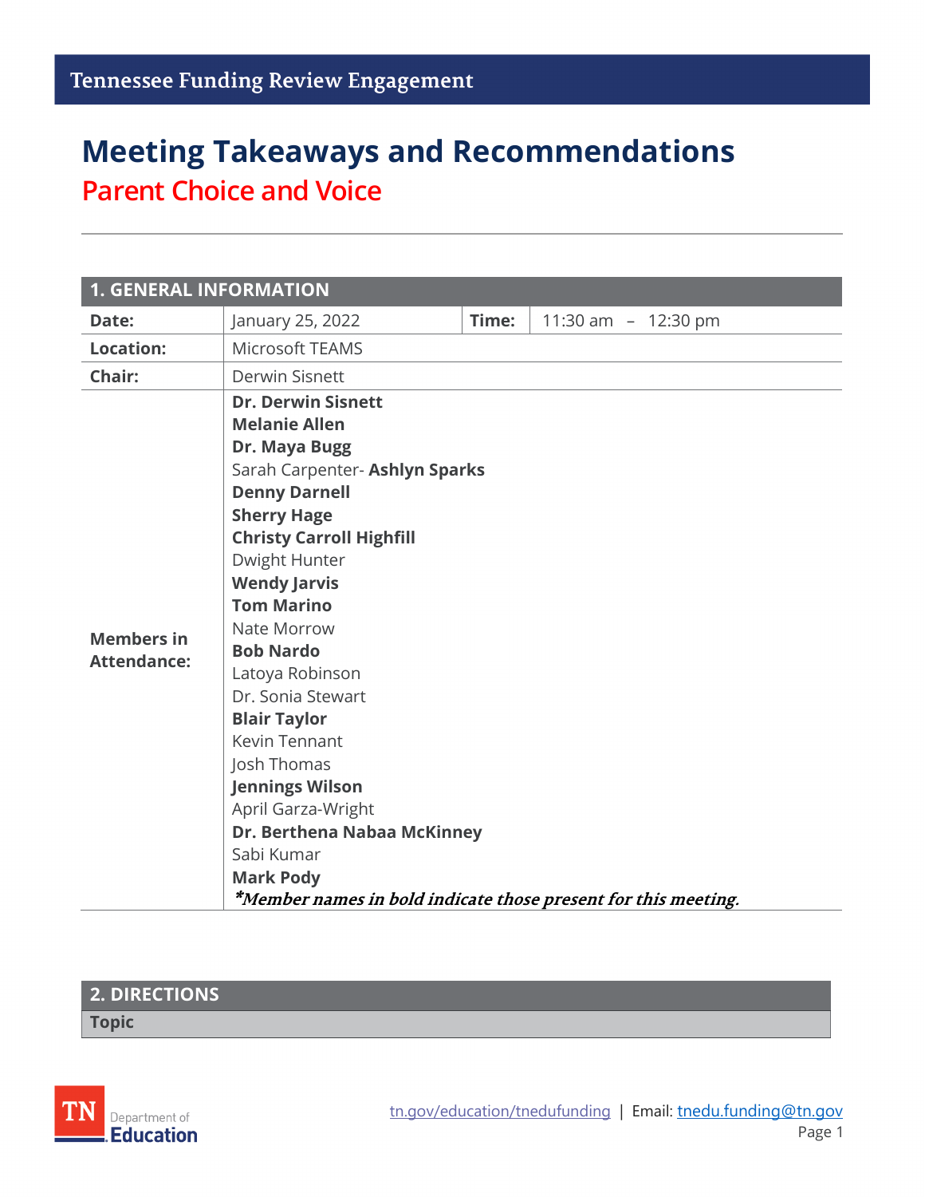Tennessee Funding Review Engagement

# Meeting Takeaways and Recommendations

## Parent Choice and Voice

| 1. GENERAL INFORMATION | | | |
|---|---|---|---|
| **Date:** | January 25, 2022 | **Time:** | 11:30 am – 12:30 pm |
| **Location:** | Microsoft TEAMS | | |
| **Chair:** | Derwin Sisnett | | |
| **Members in Attendance:** | **Dr. Derwin Sisnett**<br>**Melanie Allen**<br>**Dr. Maya Bugg**<br>Sarah Carpenter- **Ashlyn Sparks**<br>**Denny Darnell**<br>**Sherry Hage**<br>**Christy Carroll Highfill**<br>Dwight Hunter<br>**Wendy Jarvis**<br>**Tom Marino**<br>Nate Morrow<br>**Bob Nardo**<br>Latoya Robinson<br>Dr. Sonia Stewart<br>**Blair Taylor**<br>Kevin Tennant<br>Josh Thomas<br>**Jennings Wilson**<br>April Garza-Wright<br>**Dr. Berthena Nabaa McKinney**<br>Sabi Kumar<br>**Mark Pody**<br>***Member names in bold indicate those present for this meeting.*** | | |

| 2. DIRECTIONS |
|---|
| **Topic** |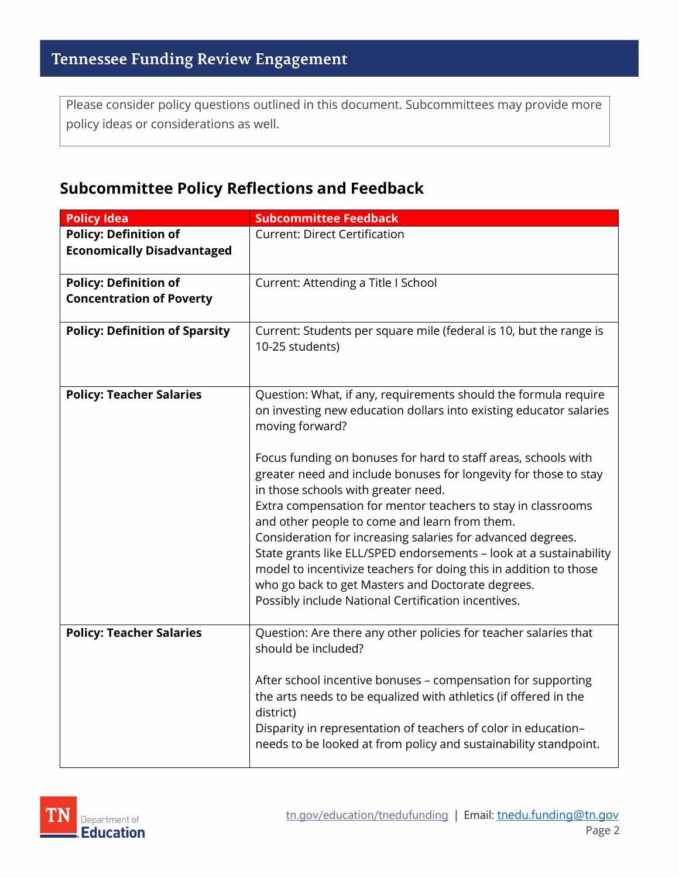Please consider policy questions outlined in this document. Subcommittees may provide more policy ideas or considerations as well.

## Subcommittee Policy Reflections and Feedback

| Policy Idea | Subcommittee Feedback |
|---|---|
| **Policy: Definition of Economically Disadvantaged** | Current: Direct Certification |
| **Policy: Definition of Concentration of Poverty** | Current: Attending a Title I School |
| **Policy: Definition of Sparsity** | Current: Students per square mile (federal is 10, but the range is 10-25 students) |
| **Policy: Teacher Salaries** | Question: What, if any, requirements should the formula require on investing new education dollars into existing educator salaries moving forward?<br><br>Focus funding on bonuses for hard to staff areas, schools with greater need and include bonuses for longevity for those to stay in those schools with greater need.<br>Extra compensation for mentor teachers to stay in classrooms and other people to come and learn from them.<br>Consideration for increasing salaries for advanced degrees.<br>State grants like ELL/SPED endorsements – look at a sustainability model to incentivize teachers for doing this in addition to those who go back to get Masters and Doctorate degrees.<br>Possibly include National Certification incentives. |
| **Policy: Teacher Salaries** | Question: Are there any other policies for teacher salaries that should be included?<br><br>After school incentive bonuses – compensation for supporting the arts needs to be equalized with athletics (if offered in the district)<br>Disparity in representation of teachers of color in education– needs to be looked at from policy and sustainability standpoint. |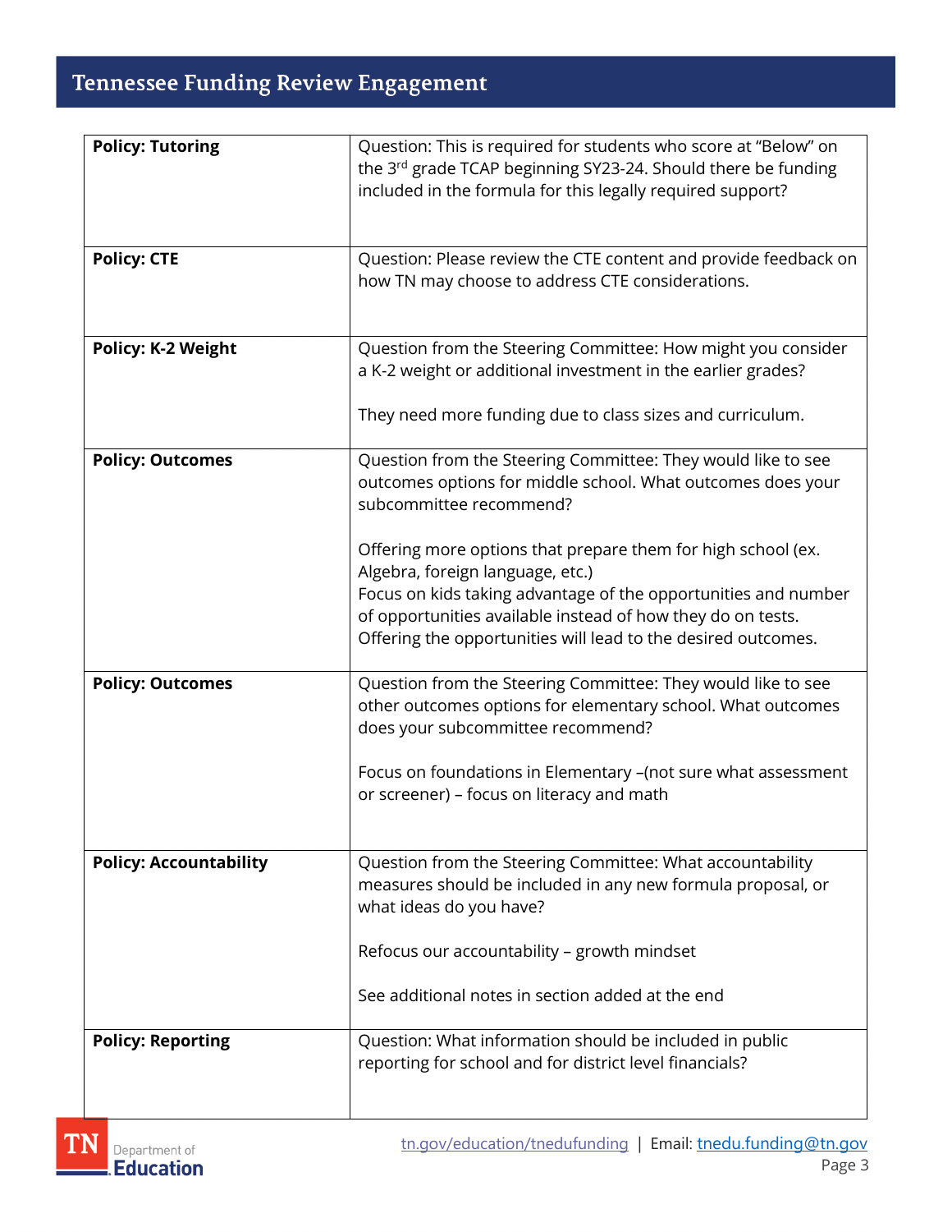| **Policy: Tutoring** | Question: This is required for students who score at "Below" on the 3rd grade TCAP beginning SY23-24. Should there be funding included in the formula for this legally required support? |
|---|---|
| **Policy: CTE** | Question: Please review the CTE content and provide feedback on how TN may choose to address CTE considerations. |
| **Policy: K-2 Weight** | Question from the Steering Committee: How might you consider a K-2 weight or additional investment in the earlier grades?<br><br>They need more funding due to class sizes and curriculum. |
| **Policy: Outcomes** | Question from the Steering Committee: They would like to see outcomes options for middle school. What outcomes does your subcommittee recommend?<br><br>Offering more options that prepare them for high school (ex. Algebra, foreign language, etc.)<br>Focus on kids taking advantage of the opportunities and number of opportunities available instead of how they do on tests. Offering the opportunities will lead to the desired outcomes. |
| **Policy: Outcomes** | Question from the Steering Committee: They would like to see other outcomes options for elementary school. What outcomes does your subcommittee recommend?<br><br>Focus on foundations in Elementary –(not sure what assessment or screener) – focus on literacy and math |
| **Policy: Accountability** | Question from the Steering Committee: What accountability measures should be included in any new formula proposal, or what ideas do you have?<br><br>Refocus our accountability – growth mindset<br><br>See additional notes in section added at the end |
| **Policy: Reporting** | Question: What information should be included in public reporting for school and for district level financials? |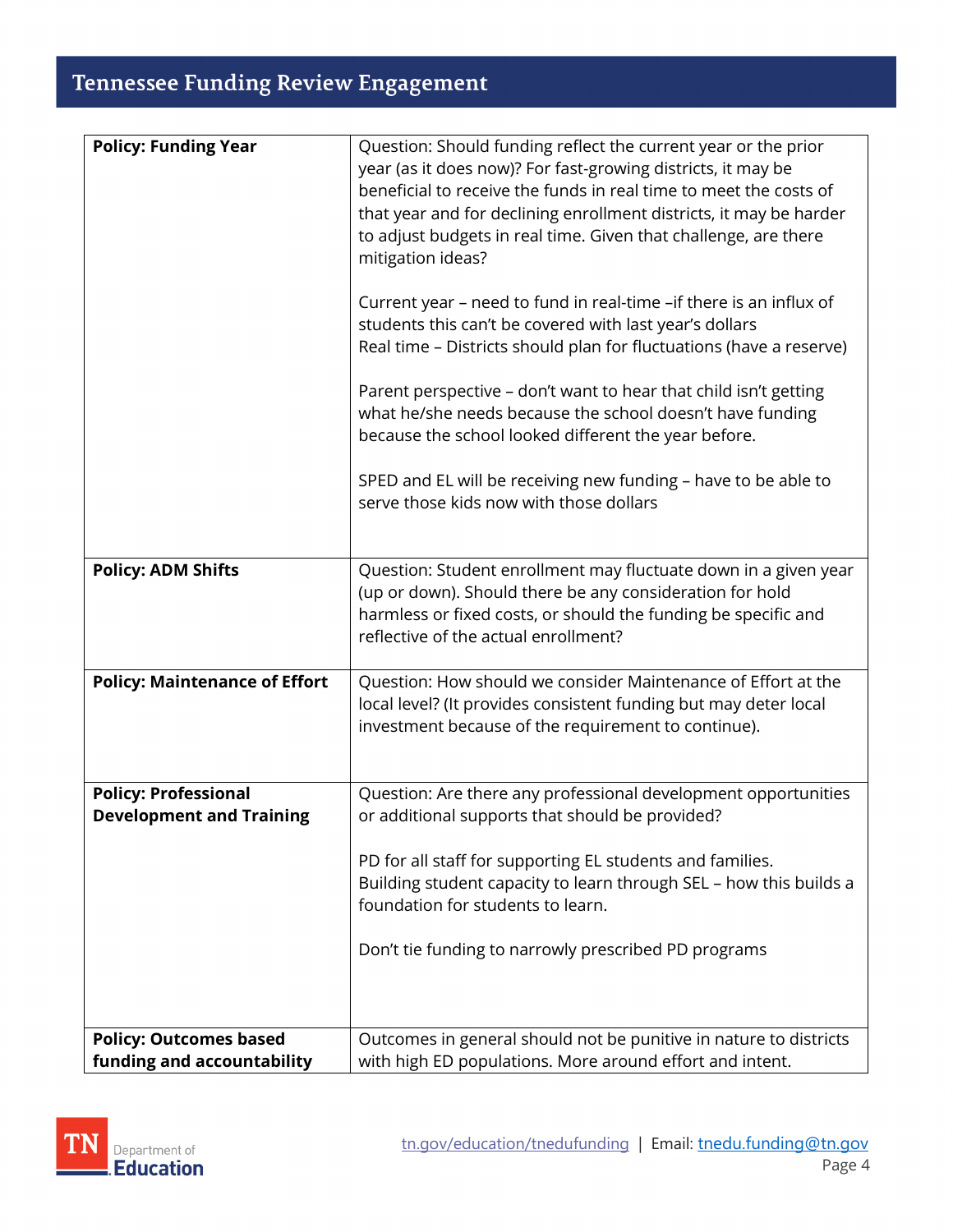| Policy | Discussion |
|---|---|
| **Policy: Funding Year** | Question: Should funding reflect the current year or the prior year (as it does now)? For fast-growing districts, it may be beneficial to receive the funds in real time to meet the costs of that year and for declining enrollment districts, it may be harder to adjust budgets in real time. Given that challenge, are there mitigation ideas?<br><br>Current year – need to fund in real-time –if there is an influx of students this can't be covered with last year's dollars<br>Real time – Districts should plan for fluctuations (have a reserve)<br><br>Parent perspective – don't want to hear that child isn't getting what he/she needs because the school doesn't have funding because the school looked different the year before.<br><br>SPED and EL will be receiving new funding – have to be able to serve those kids now with those dollars |
| **Policy: ADM Shifts** | Question: Student enrollment may fluctuate down in a given year (up or down). Should there be any consideration for hold harmless or fixed costs, or should the funding be specific and reflective of the actual enrollment? |
| **Policy: Maintenance of Effort** | Question: How should we consider Maintenance of Effort at the local level? (It provides consistent funding but may deter local investment because of the requirement to continue). |
| **Policy: Professional Development and Training** | Question: Are there any professional development opportunities or additional supports that should be provided?<br><br>PD for all staff for supporting EL students and families.<br>Building student capacity to learn through SEL – how this builds a foundation for students to learn.<br><br>Don't tie funding to narrowly prescribed PD programs |
| **Policy: Outcomes based funding and accountability** | Outcomes in general should not be punitive in nature to districts with high ED populations. More around effort and intent. |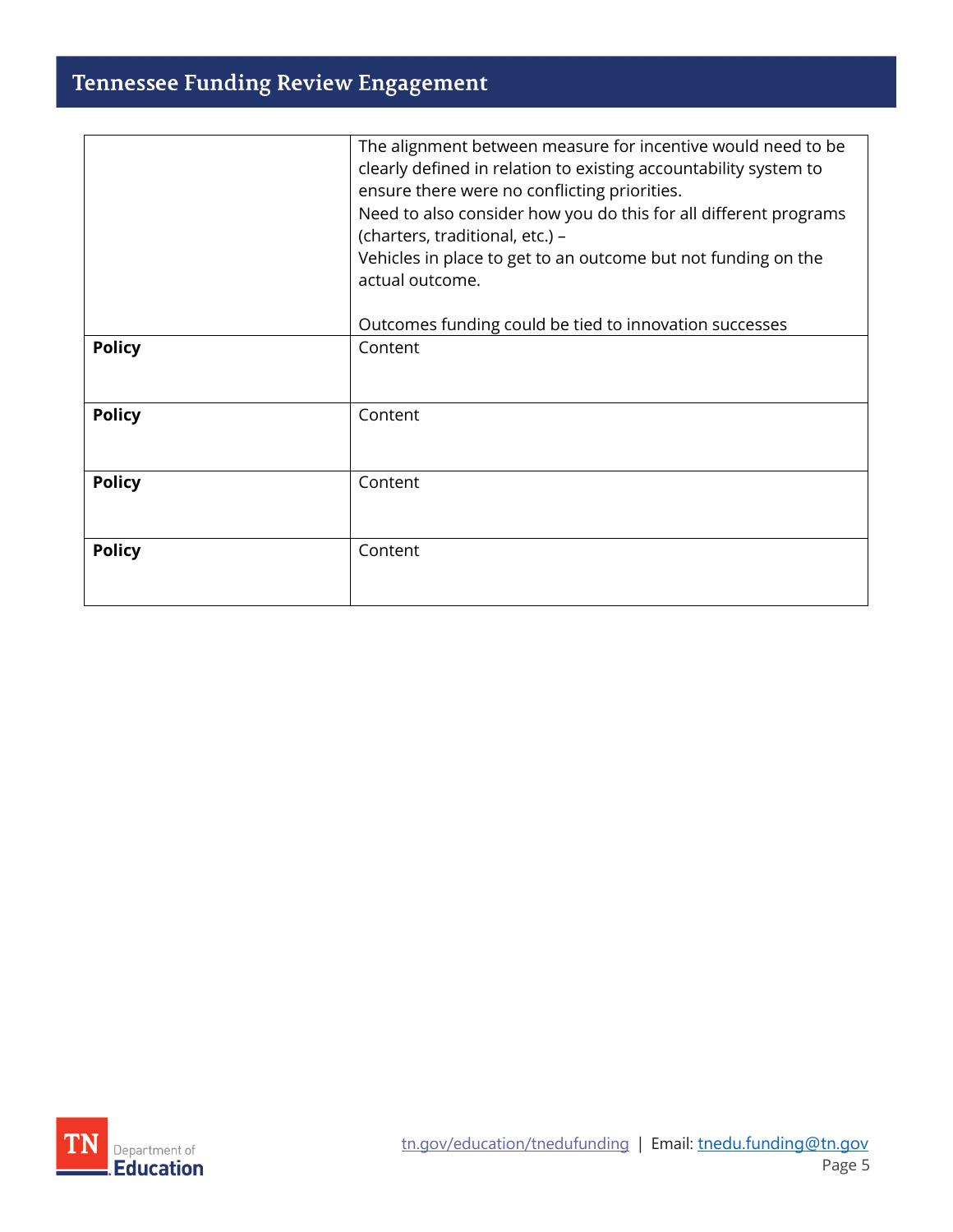| | |
|---|---|
| | The alignment between measure for incentive would need to be clearly defined in relation to existing accountability system to ensure there were no conflicting priorities.<br>Need to also consider how you do this for all different programs (charters, traditional, etc.) –<br>Vehicles in place to get to an outcome but not funding on the actual outcome.<br><br>Outcomes funding could be tied to innovation successes |
| **Policy** | Content |
| **Policy** | Content |
| **Policy** | Content |
| **Policy** | Content |